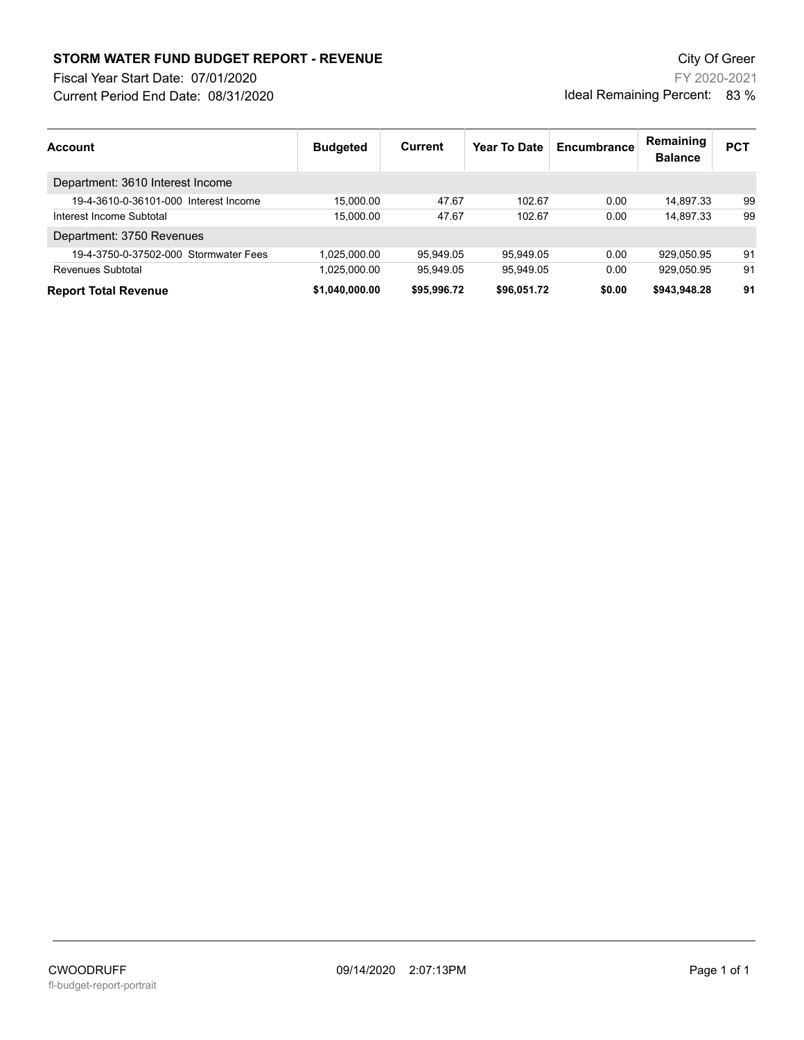**STORM WATER FUND BUDGET REPORT - REVENUE**

Fiscal Year Start Date: 07/01/2020

Current Period End Date: 08/31/2020

City Of Greer

FY 2020-2021

Ideal Remaining Percent: 83 %

| Account | Budgeted | Current | Year To Date | Encumbrance | Remaining Balance | PCT |
|---|---|---|---|---|---|---|
| Department: 3610 Interest Income | | | | | | |
| 19-4-3610-0-36101-000 Interest Income | 15,000.00 | 47.67 | 102.67 | 0.00 | 14,897.33 | 99 |
| Interest Income Subtotal | 15,000.00 | 47.67 | 102.67 | 0.00 | 14,897.33 | 99 |
| Department: 3750 Revenues | | | | | | |
| 19-4-3750-0-37502-000 Stormwater Fees | 1,025,000.00 | 95,949.05 | 95,949.05 | 0.00 | 929,050.95 | 91 |
| Revenues Subtotal | 1,025,000.00 | 95,949.05 | 95,949.05 | 0.00 | 929,050.95 | 91 |
| **Report Total Revenue** | **$1,040,000.00** | **$95,996.72** | **$96,051.72** | **$0.00** | **$943,948.28** | **91** |

CWOODRUFF 09/14/2020 2:07:13PM

fl-budget-report-portrait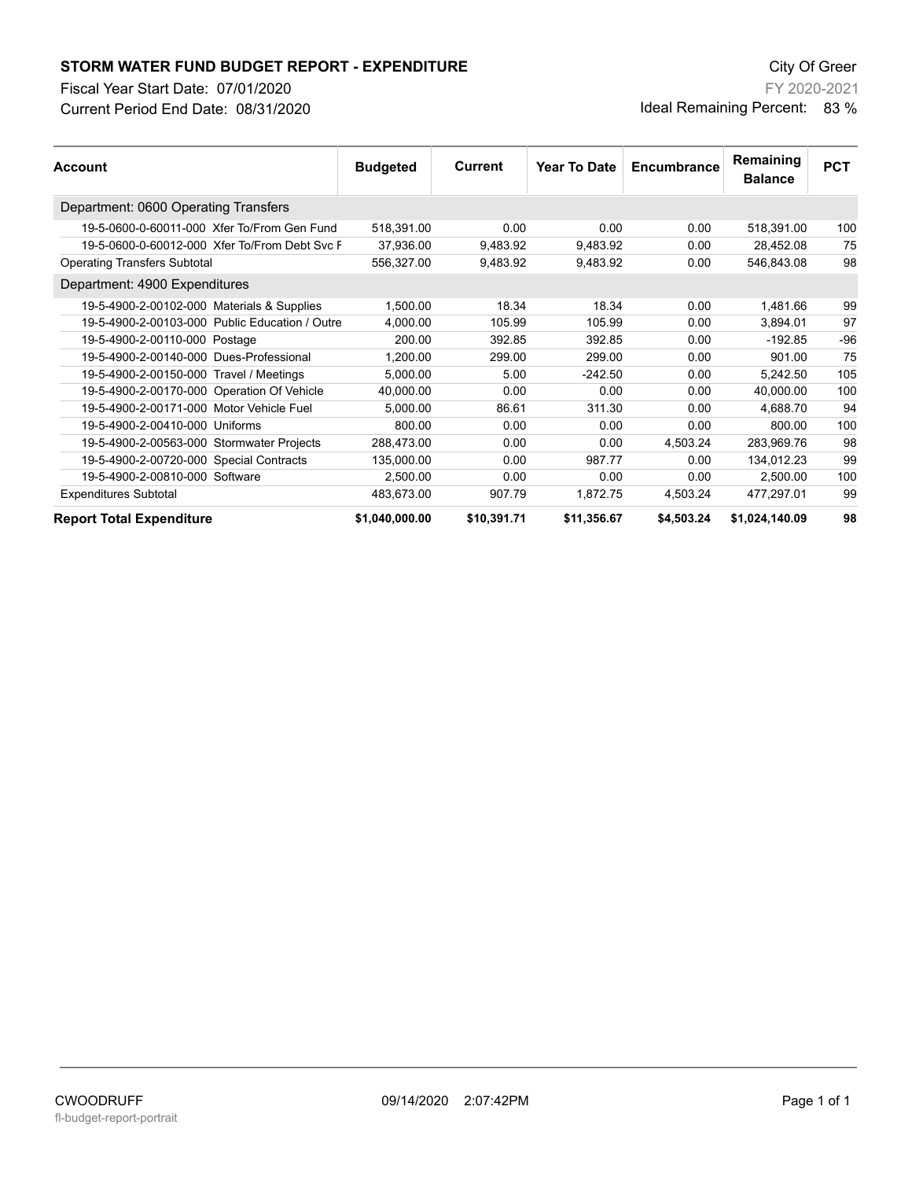**STORM WATER FUND BUDGET REPORT - EXPENDITURE**

City Of Greer

Fiscal Year Start Date: 07/01/2020

FY 2020-2021

Current Period End Date: 08/31/2020

Ideal Remaining Percent: 83 %

| Account | Budgeted | Current | Year To Date | Encumbrance | Remaining Balance | PCT |
|---|---|---|---|---|---|---|
| Department: 0600 Operating Transfers | | | | | | |
| 19-5-0600-0-60011-000 Xfer To/From Gen Fund | 518,391.00 | 0.00 | 0.00 | 0.00 | 518,391.00 | 100 |
| 19-5-0600-0-60012-000 Xfer To/From Debt Svc F | 37,936.00 | 9,483.92 | 9,483.92 | 0.00 | 28,452.08 | 75 |
| Operating Transfers Subtotal | 556,327.00 | 9,483.92 | 9,483.92 | 0.00 | 546,843.08 | 98 |
| Department: 4900 Expenditures | | | | | | |
| 19-5-4900-2-00102-000 Materials & Supplies | 1,500.00 | 18.34 | 18.34 | 0.00 | 1,481.66 | 99 |
| 19-5-4900-2-00103-000 Public Education / Outre | 4,000.00 | 105.99 | 105.99 | 0.00 | 3,894.01 | 97 |
| 19-5-4900-2-00110-000 Postage | 200.00 | 392.85 | 392.85 | 0.00 | -192.85 | -96 |
| 19-5-4900-2-00140-000 Dues-Professional | 1,200.00 | 299.00 | 299.00 | 0.00 | 901.00 | 75 |
| 19-5-4900-2-00150-000 Travel / Meetings | 5,000.00 | 5.00 | -242.50 | 0.00 | 5,242.50 | 105 |
| 19-5-4900-2-00170-000 Operation Of Vehicle | 40,000.00 | 0.00 | 0.00 | 0.00 | 40,000.00 | 100 |
| 19-5-4900-2-00171-000 Motor Vehicle Fuel | 5,000.00 | 86.61 | 311.30 | 0.00 | 4,688.70 | 94 |
| 19-5-4900-2-00410-000 Uniforms | 800.00 | 0.00 | 0.00 | 0.00 | 800.00 | 100 |
| 19-5-4900-2-00563-000 Stormwater Projects | 288,473.00 | 0.00 | 0.00 | 4,503.24 | 283,969.76 | 98 |
| 19-5-4900-2-00720-000 Special Contracts | 135,000.00 | 0.00 | 987.77 | 0.00 | 134,012.23 | 99 |
| 19-5-4900-2-00810-000 Software | 2,500.00 | 0.00 | 0.00 | 0.00 | 2,500.00 | 100 |
| Expenditures Subtotal | 483,673.00 | 907.79 | 1,872.75 | 4,503.24 | 477,297.01 | 99 |
| **Report Total Expenditure** | **$1,040,000.00** | **$10,391.71** | **$11,356.67** | **$4,503.24** | **$1,024,140.09** | **98** |

CWOODRUFF

fl-budget-report-portrait

09/14/2020 2:07:42PM